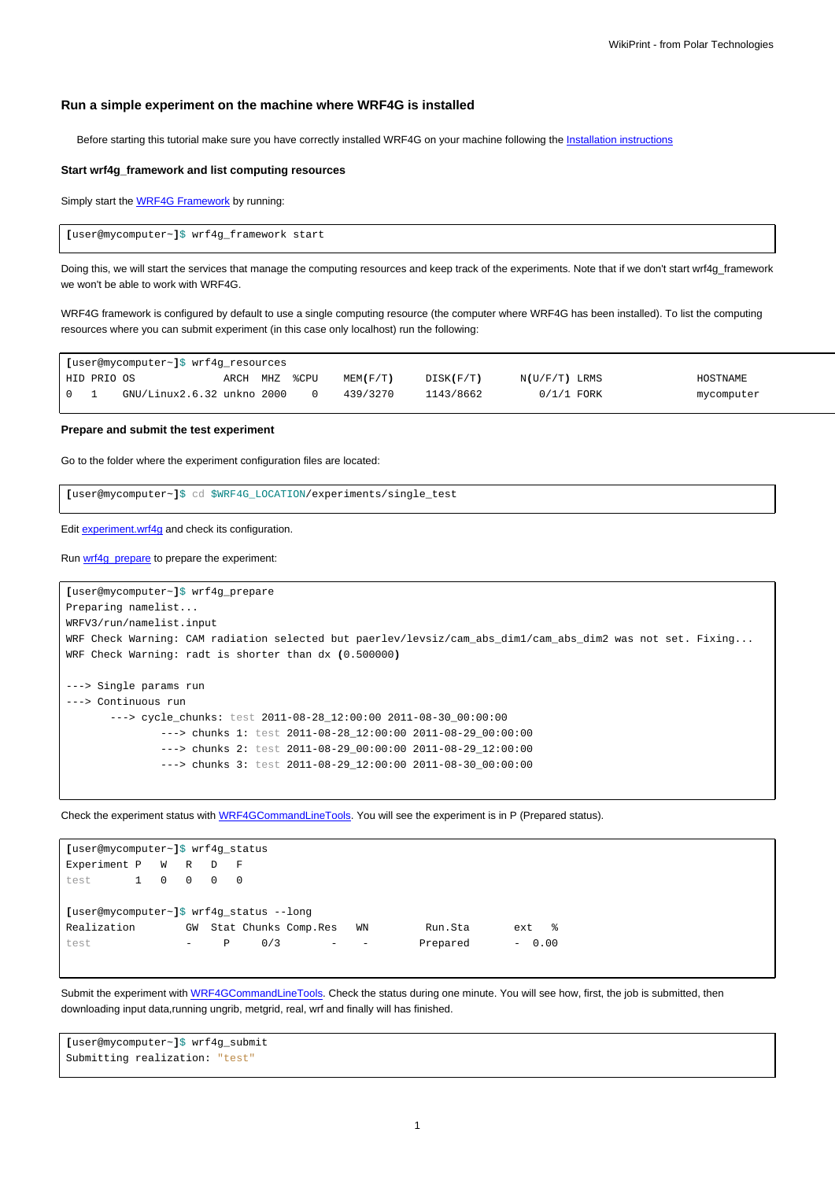### Run a simple experiment on the machine where WRF4G is installed

Before starting this tutorial make sure you have correctly installed WRF4G on your machine following the Installation instructions

#### Start wrf4g_framework and list computing resources

Simply start the WRF4G Framework by running:

```
[user@mycomputer~]$ wrf4g_framework start
```

Doing this, we will start the services that manage the computing resources and keep track of the experiments. Note that if we don't start wrf4g_framework we won't be able to work with WRF4G.

WRF4G framework is configured by default to use a single computing resource (the computer where WRF4G has been installed). To list the computing resources where you can submit experiment (in this case only localhost) run the following:

```
[user@mycomputer~]$ wrf4g_resources
HID PRIO OS              ARCH  MHZ  %CPU    MEM(F/T)     DISK(F/T)      N(U/F/T) LRMS                 HOSTNAME
0   1    GNU/Linux2.6.32 unkno 2000    0    439/3270     1143/8662         0/1/1 FORK                 mycomputer
```

#### Prepare and submit the test experiment

Go to the folder where the experiment configuration files are located:

```
[user@mycomputer~]$ cd $WRF4G_LOCATION/experiments/single_test
```

Edit experiment.wrf4g and check its configuration.

Run wrf4g_prepare to prepare the experiment:

```
[user@mycomputer~]$ wrf4g_prepare
Preparing namelist...
WRFV3/run/namelist.input
WRF Check Warning: CAM radiation selected but paerlev/levsiz/cam_abs_dim1/cam_abs_dim2 was not set. Fixing...
WRF Check Warning: radt is shorter than dx (0.500000)

---> Single params run
---> Continuous run
       ---> cycle_chunks: test 2011-08-28_12:00:00 2011-08-30_00:00:00
               ---> chunks 1: test 2011-08-28_12:00:00 2011-08-29_00:00:00
               ---> chunks 2: test 2011-08-29_00:00:00 2011-08-29_12:00:00
               ---> chunks 3: test 2011-08-29_12:00:00 2011-08-30_00:00:00
```

Check the experiment status with WRF4GCommandLineTools. You will see the experiment is in P (Prepared status).

```
[user@mycomputer~]$ wrf4g_status
Experiment P   W   R   D   F
test       1   0   0   0   0

[user@mycomputer~]$ wrf4g_status --long
Realization        GW  Stat Chunks Comp.Res    WN        Run.Sta       ext   %
test               -     P     0/3        -     -        Prepared       -  0.00
```

Submit the experiment with WRF4GCommandLineTools. Check the status during one minute. You will see how, first, the job is submitted, then downloading input data,running ungrib, metgrid, real, wrf and finally will has finished.

```
[user@mycomputer~]$ wrf4g_submit
Submitting realization: "test"
```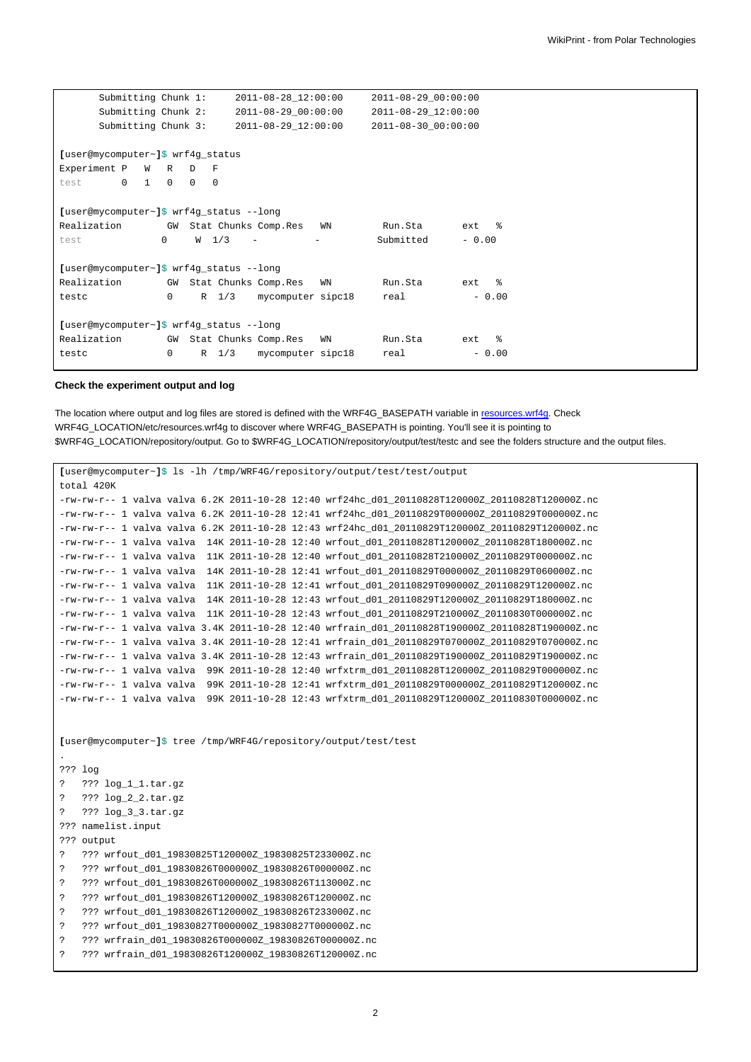```
      Submitting Chunk 1:     2011-08-28_12:00:00    2011-08-29_00:00:00
      Submitting Chunk 2:     2011-08-29_00:00:00    2011-08-29_12:00:00
      Submitting Chunk 3:     2011-08-29_12:00:00    2011-08-30_00:00:00

[user@mycomputer~]$ wrf4g_status
Experiment P   W   R   D   F
test       0   1   0   0   0

[user@mycomputer~]$ wrf4g_status --long
Realization        GW  Stat Chunks Comp.Res   WN        Run.Sta      ext  %
test              0     W  1/3    -          -         Submitted     - 0.00

[user@mycomputer~]$ wrf4g_status --long
Realization        GW  Stat Chunks Comp.Res   WN        Run.Sta      ext  %
testc              0     R  1/3    mycomputer sipc18     real           - 0.00

[user@mycomputer~]$ wrf4g_status --long
Realization        GW  Stat Chunks Comp.Res   WN        Run.Sta      ext  %
testc              0     R  1/3    mycomputer sipc18     real           - 0.00
```

**Check the experiment output and log**

The location where output and log files are stored is defined with the WRF4G_BASEPATH variable in resources.wrf4g. Check WRF4G_LOCATION/etc/resources.wrf4g to discover where WRF4G_BASEPATH is pointing. You'll see it is pointing to $WRF4G_LOCATION/repository/output. Go to $WRF4G_LOCATION/repository/output/test/testc and see the folders structure and the output files.

```
[user@mycomputer~]$ ls -lh /tmp/WRF4G/repository/output/test/test/output
total 420K
-rw-rw-r-- 1 valva valva 6.2K 2011-10-28 12:40 wrf24hc_d01_20110828T120000Z_20110828T120000Z.nc
-rw-rw-r-- 1 valva valva 6.2K 2011-10-28 12:41 wrf24hc_d01_20110829T000000Z_20110829T000000Z.nc
-rw-rw-r-- 1 valva valva 6.2K 2011-10-28 12:43 wrf24hc_d01_20110829T120000Z_20110829T120000Z.nc
-rw-rw-r-- 1 valva valva  14K 2011-10-28 12:40 wrfout_d01_20110828T120000Z_20110828T180000Z.nc
-rw-rw-r-- 1 valva valva  11K 2011-10-28 12:40 wrfout_d01_20110828T210000Z_20110829T000000Z.nc
-rw-rw-r-- 1 valva valva  14K 2011-10-28 12:41 wrfout_d01_20110829T000000Z_20110829T060000Z.nc
-rw-rw-r-- 1 valva valva  11K 2011-10-28 12:41 wrfout_d01_20110829T090000Z_20110829T120000Z.nc
-rw-rw-r-- 1 valva valva  14K 2011-10-28 12:43 wrfout_d01_20110829T120000Z_20110829T180000Z.nc
-rw-rw-r-- 1 valva valva  11K 2011-10-28 12:43 wrfout_d01_20110829T210000Z_20110830T000000Z.nc
-rw-rw-r-- 1 valva valva 3.4K 2011-10-28 12:40 wrfrain_d01_20110828T190000Z_20110828T190000Z.nc
-rw-rw-r-- 1 valva valva 3.4K 2011-10-28 12:41 wrfrain_d01_20110829T070000Z_20110829T070000Z.nc
-rw-rw-r-- 1 valva valva 3.4K 2011-10-28 12:43 wrfrain_d01_20110829T190000Z_20110829T190000Z.nc
-rw-rw-r-- 1 valva valva  99K 2011-10-28 12:40 wrfxtrm_d01_20110828T120000Z_20110829T000000Z.nc
-rw-rw-r-- 1 valva valva  99K 2011-10-28 12:41 wrfxtrm_d01_20110829T000000Z_20110829T120000Z.nc
-rw-rw-r-- 1 valva valva  99K 2011-10-28 12:43 wrfxtrm_d01_20110829T120000Z_20110830T000000Z.nc


[user@mycomputer~]$ tree /tmp/WRF4G/repository/output/test/test
.
??? log
?   ??? log_1_1.tar.gz
?   ??? log_2_2.tar.gz
?   ??? log_3_3.tar.gz
??? namelist.input
??? output
?   ??? wrfout_d01_19830825T120000Z_19830825T233000Z.nc
?   ??? wrfout_d01_19830826T000000Z_19830826T000000Z.nc
?   ??? wrfout_d01_19830826T000000Z_19830826T113000Z.nc
?   ??? wrfout_d01_19830826T120000Z_19830826T120000Z.nc
?   ??? wrfout_d01_19830826T120000Z_19830826T233000Z.nc
?   ??? wrfout_d01_19830827T000000Z_19830827T000000Z.nc
?   ??? wrfrain_d01_19830826T000000Z_19830826T000000Z.nc
?   ??? wrfrain_d01_19830826T120000Z_19830826T120000Z.nc
```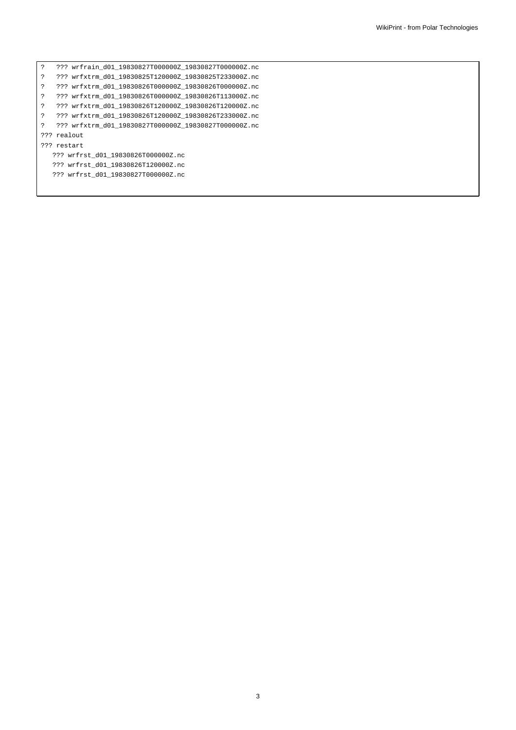```
?   ??? wrfrain_d01_19830827T000000Z_19830827T000000Z.nc
?   ??? wrfxtrm_d01_19830825T120000Z_19830825T233000Z.nc
?   ??? wrfxtrm_d01_19830826T000000Z_19830826T000000Z.nc
?   ??? wrfxtrm_d01_19830826T000000Z_19830826T113000Z.nc
?   ??? wrfxtrm_d01_19830826T120000Z_19830826T120000Z.nc
?   ??? wrfxtrm_d01_19830826T120000Z_19830826T233000Z.nc
?   ??? wrfxtrm_d01_19830827T000000Z_19830827T000000Z.nc
??? realout
??? restart
   ??? wrfrst_d01_19830826T000000Z.nc
   ??? wrfrst_d01_19830826T120000Z.nc
   ??? wrfrst_d01_19830827T000000Z.nc
```